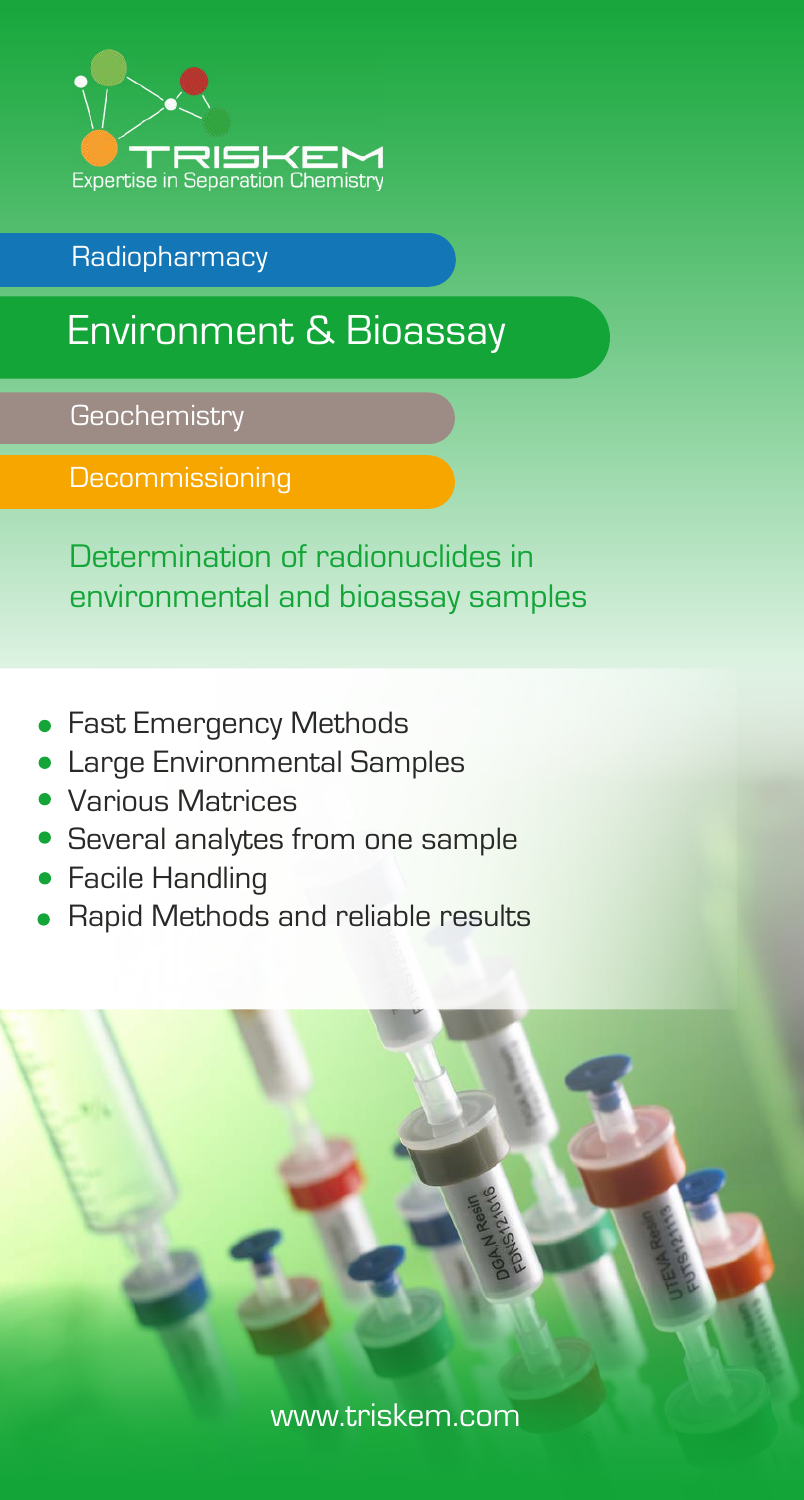TRISKEM

Expertise in Separation Chemistry

Radiopharmacy

# Environment & Bioassay

Geochemistry

Decommissioning

## Determination of radionuclides in environmental and bioassay samples

- Fast Emergency Methods
- Large Environmental Samples
- Various Matrices
- Several analytes from one sample
- Facile Handling
- Rapid Methods and reliable results

www.triskem.com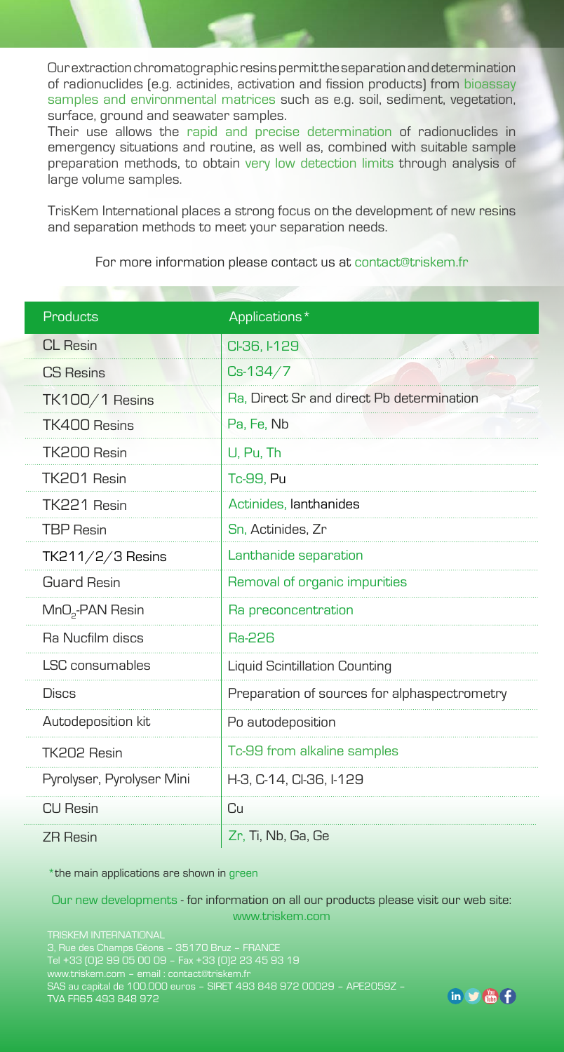Our extraction chromatographic resins permit the separation and determination of radionuclides (e.g. actinides, activation and fission products) from bioassay samples and environmental matrices such as e.g. soil, sediment, vegetation, surface, ground and seawater samples.
Their use allows the rapid and precise determination of radionuclides in emergency situations and routine, as well as, combined with suitable sample preparation methods, to obtain very low detection limits through analysis of large volume samples.

TrisKem International places a strong focus on the development of new resins and separation methods to meet your separation needs.

For more information please contact us at contact@triskem.fr

| Products | Applications* |
|---|---|
| CL Resin | Cl-36, I-129 |
| CS Resins | Cs-134/7 |
| TK100/1 Resins | Ra, Direct Sr and direct Pb determination |
| TK400 Resins | Pa, Fe, Nb |
| TK200 Resin | U, Pu, Th |
| TK201 Resin | Tc-99, Pu |
| TK221 Resin | Actinides, lanthanides |
| TBP Resin | Sn, Actinides, Zr |
| TK211/2/3 Resins | Lanthanide separation |
| Guard Resin | Removal of organic impurities |
| $MnO_2$-PAN Resin | Ra preconcentration |
| Ra Nucfilm discs | Ra-226 |
| LSC consumables | Liquid Scintillation Counting |
| Discs | Preparation of sources for alphaspectrometry |
| Autodeposition kit | Po autodeposition |
| TK202 Resin | Tc-99 from alkaline samples |
| Pyrolyser, Pyrolyser Mini | H-3, C-14, Cl-36, I-129 |
| CU Resin | Cu |
| ZR Resin | Zr, Ti, Nb, Ga, Ge |

*the main applications are shown in green

Our new developments - for information on all our products please visit our web site: www.triskem.com

TRISKEM INTERNATIONAL
3, Rue des Champs Géons – 35170 Bruz – FRANCE
Tel +33 (0)2 99 05 00 09 – Fax +33 (0)2 23 45 93 19
www.triskem.com – email : contact@triskem.fr
SAS au capital de 100.000 euros – SIRET 493 848 972 00029 – APE2059Z –
TVA FR65 493 848 972